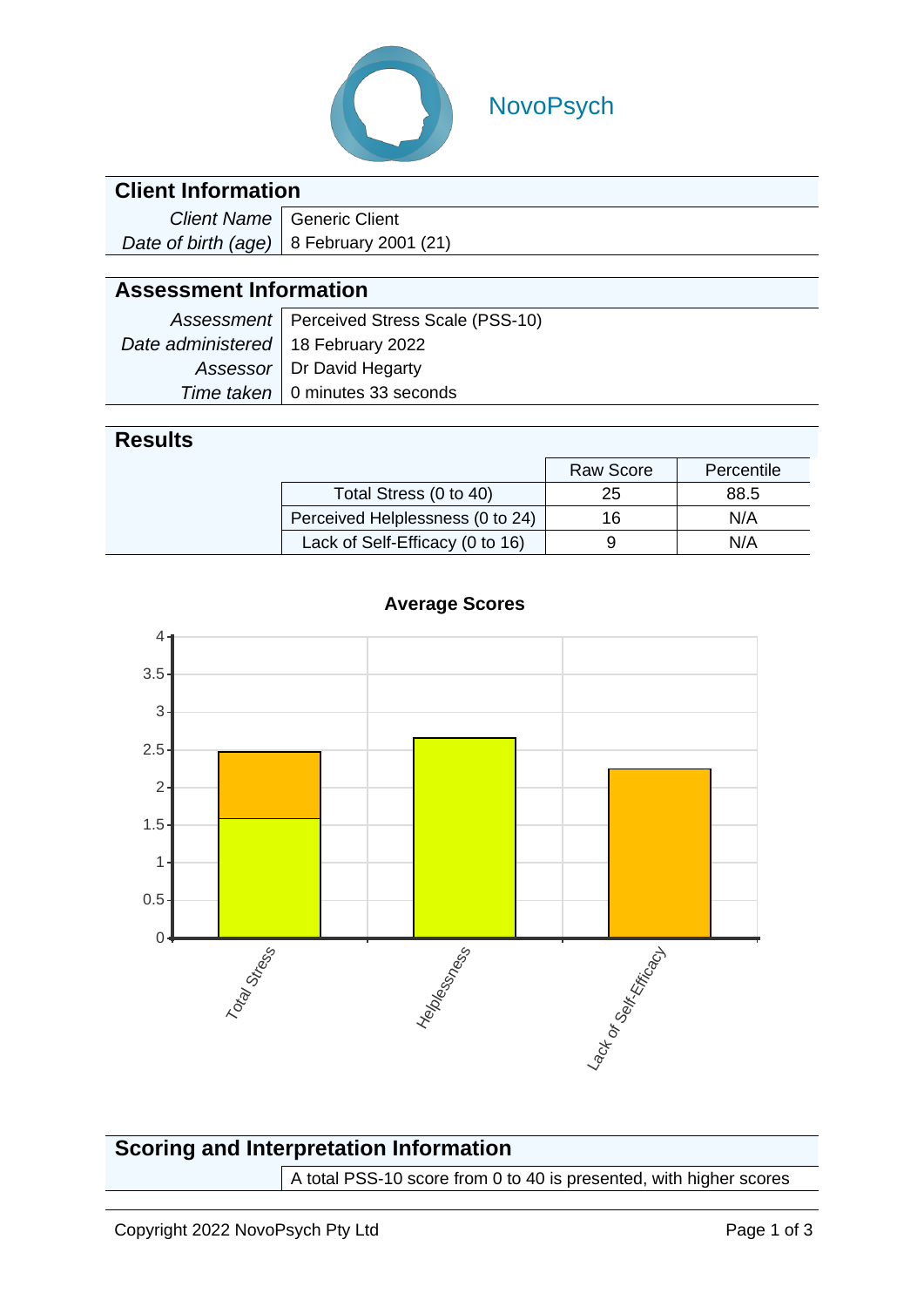NovoPsych

## Client Information

| | |
|---|---|
| *Client Name* | Generic Client |
| *Date of birth (age)* | 8 February 2001 (21) |

## Assessment Information

| | |
|---|---|
| *Assessment* | Perceived Stress Scale (PSS-10) |
| *Date administered* | 18 February 2022 |
| *Assessor* | Dr David Hegarty |
| *Time taken* | 0 minutes 33 seconds |

## Results

| | Raw Score | Percentile |
|---|---|---|
| Total Stress (0 to 40) | 25 | 88.5 |
| Perceived Helplessness (0 to 24) | 16 | N/A |
| Lack of Self-Efficacy (0 to 16) | 9 | N/A |

**Average Scores**

## Scoring and Interpretation Information

A total PSS-10 score from 0 to 40 is presented, with higher scores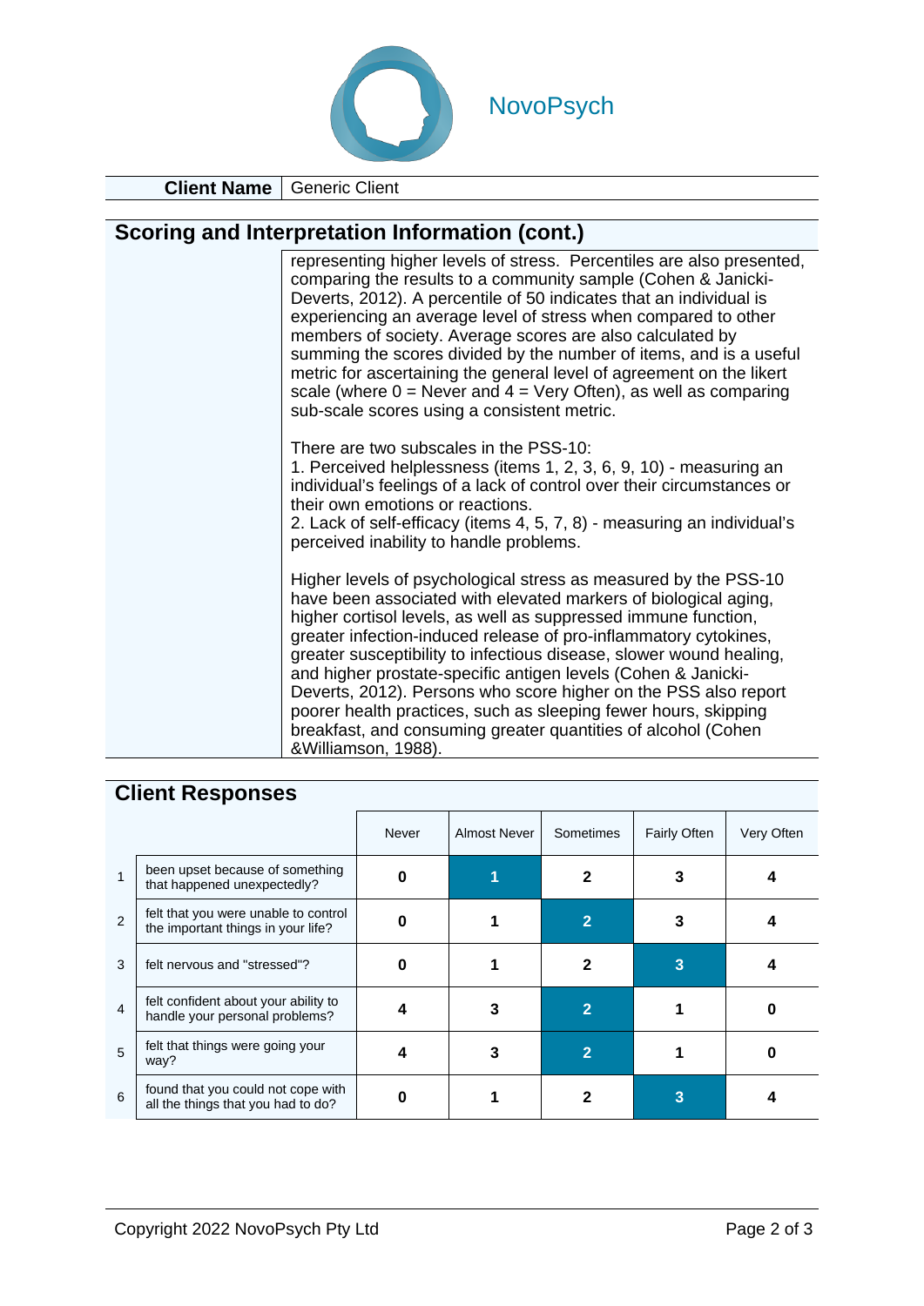NovoPsych

| **Client Name** | Generic Client |
|---|---|

## Scoring and Interpretation Information (cont.)

representing higher levels of stress. Percentiles are also presented, comparing the results to a community sample (Cohen & Janicki-Deverts, 2012). A percentile of 50 indicates that an individual is experiencing an average level of stress when compared to other members of society. Average scores are also calculated by summing the scores divided by the number of items, and is a useful metric for ascertaining the general level of agreement on the likert scale (where 0 = Never and 4 = Very Often), as well as comparing sub-scale scores using a consistent metric.

There are two subscales in the PSS-10:
1. Perceived helplessness (items 1, 2, 3, 6, 9, 10) - measuring an individual's feelings of a lack of control over their circumstances or their own emotions or reactions.
2. Lack of self-efficacy (items 4, 5, 7, 8) - measuring an individual's perceived inability to handle problems.

Higher levels of psychological stress as measured by the PSS-10 have been associated with elevated markers of biological aging, higher cortisol levels, as well as suppressed immune function, greater infection-induced release of pro-inflammatory cytokines, greater susceptibility to infectious disease, slower wound healing, and higher prostate-specific antigen levels (Cohen & Janicki-Deverts, 2012). Persons who score higher on the PSS also report poorer health practices, such as sleeping fewer hours, skipping breakfast, and consuming greater quantities of alcohol (Cohen &Williamson, 1988).

## Client Responses

| | | Never | Almost Never | Sometimes | Fairly Often | Very Often |
|---|---|---|---|---|---|---|
| 1 | been upset because of something that happened unexpectedly? | 0 | **[1]** | 2 | 3 | 4 |
| 2 | felt that you were unable to control the important things in your life? | 0 | 1 | **[2]** | 3 | 4 |
| 3 | felt nervous and "stressed"? | 0 | 1 | 2 | **[3]** | 4 |
| 4 | felt confident about your ability to handle your personal problems? | 4 | 3 | **[2]** | 1 | 0 |
| 5 | felt that things were going your way? | 4 | 3 | **[2]** | 1 | 0 |
| 6 | found that you could not cope with all the things that you had to do? | 0 | 1 | 2 | **[3]** | 4 |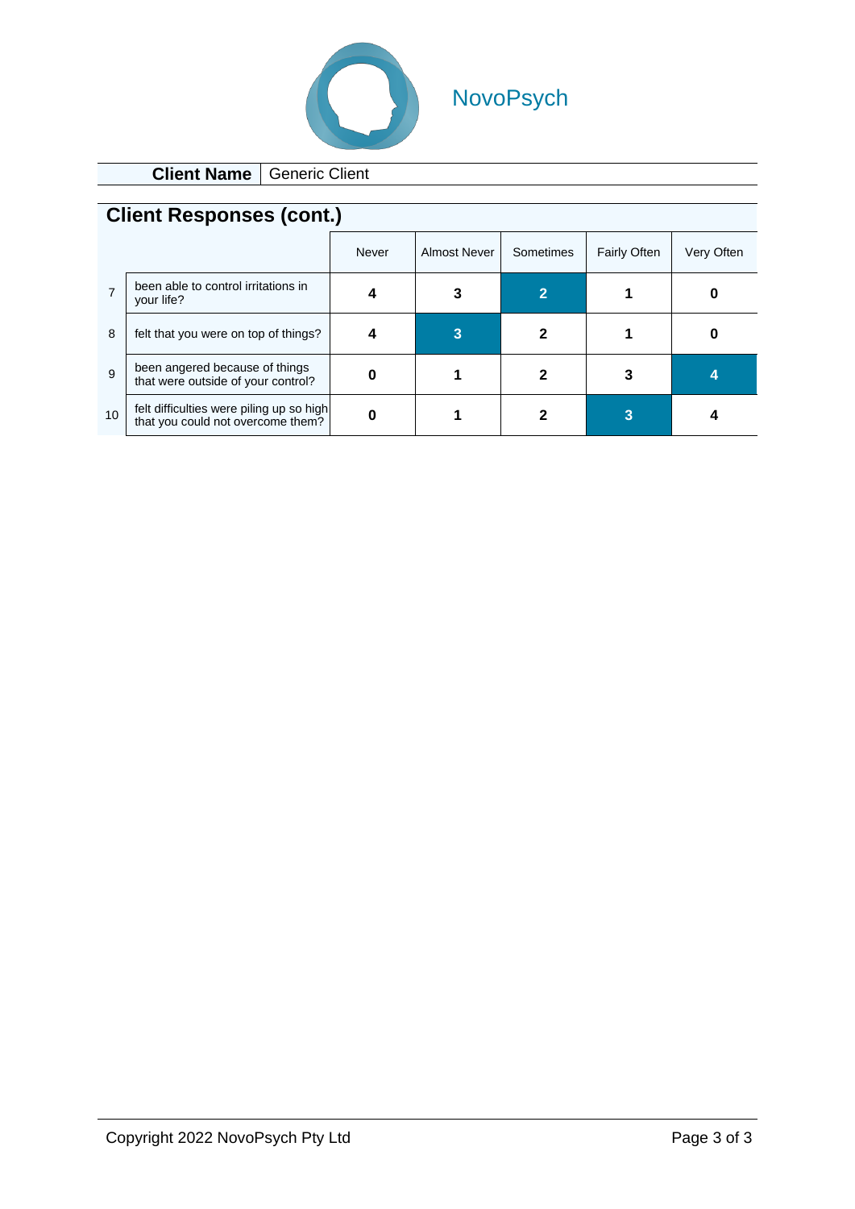NovoPsych

| **Client Name** | Generic Client |
|---|---|

## Client Responses (cont.)

| | | Never | Almost Never | Sometimes | Fairly Often | Very Often |
|---|---|---|---|---|---|---|
| 7 | been able to control irritations in your life? | **4** | **3** | **2** | **1** | **0** |
| 8 | felt that you were on top of things? | **4** | **3** | **2** | **1** | **0** |
| 9 | been angered because of things that were outside of your control? | **0** | **1** | **2** | **3** | **4** |
| 10 | felt difficulties were piling up so high that you could not overcome them? | **0** | **1** | **2** | **3** | **4** |

Copyright 2022 NovoPsych Pty Ltd